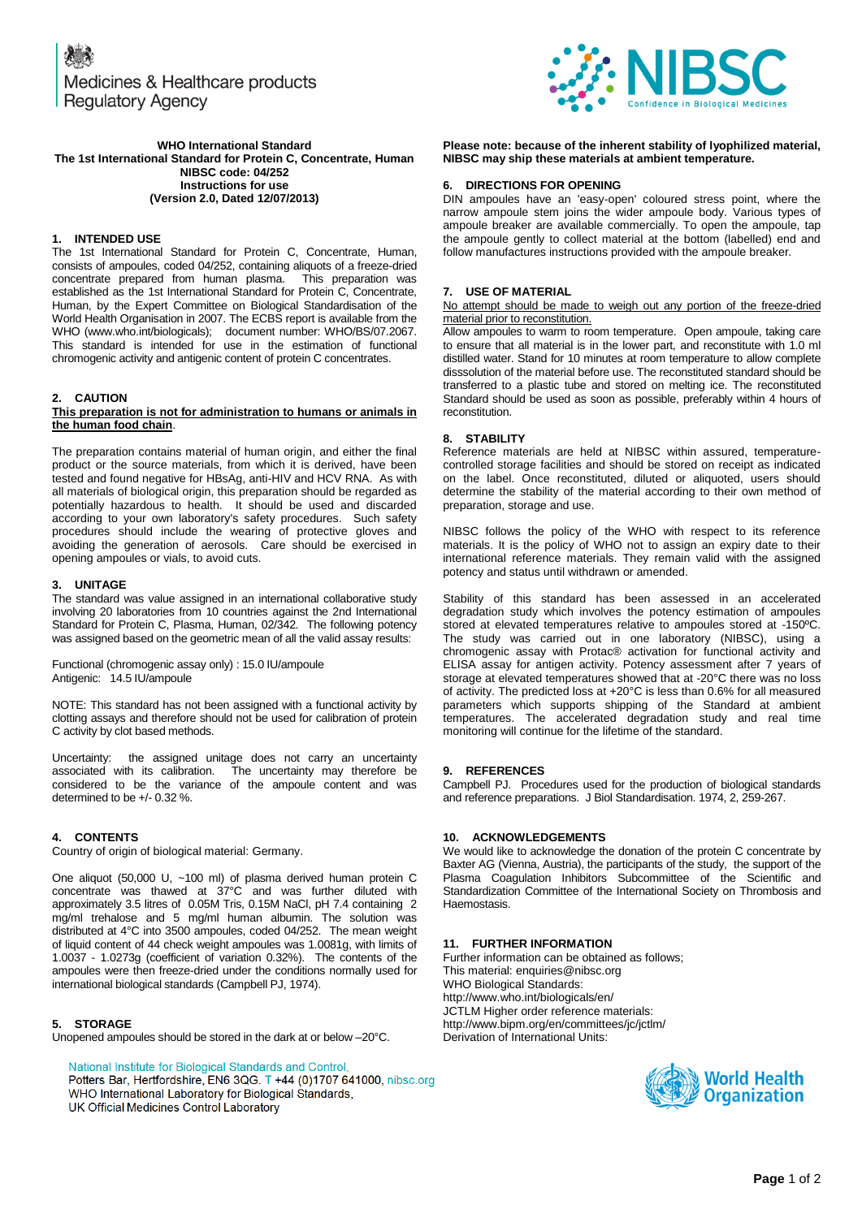Medicines & Healthcare products Regulatory Agency

**WHO International Standard**
**The 1st International Standard for Protein C, Concentrate, Human**
**NIBSC code: 04/252**
**Instructions for use**
**(Version 2.0, Dated 12/07/2013)**

## 1. INTENDED USE

The 1st International Standard for Protein C, Concentrate, Human, consists of ampoules, coded 04/252, containing aliquots of a freeze-dried concentrate prepared from human plasma. This preparation was established as the 1st International Standard for Protein C, Concentrate, Human, by the Expert Committee on Biological Standardisation of the World Health Organisation in 2007. The ECBS report is available from the WHO (www.who.int/biologicals); document number: WHO/BS/07.2067. This standard is intended for use in the estimation of functional chromogenic activity and antigenic content of protein C concentrates.

## 2. CAUTION

**This preparation is not for administration to humans or animals in the human food chain**.

The preparation contains material of human origin, and either the final product or the source materials, from which it is derived, have been tested and found negative for HBsAg, anti-HIV and HCV RNA. As with all materials of biological origin, this preparation should be regarded as potentially hazardous to health. It should be used and discarded according to your own laboratory's safety procedures. Such safety procedures should include the wearing of protective gloves and avoiding the generation of aerosols. Care should be exercised in opening ampoules or vials, to avoid cuts.

## 3. UNITAGE

The standard was value assigned in an international collaborative study involving 20 laboratories from 10 countries against the 2nd International Standard for Protein C, Plasma, Human, 02/342. The following potency was assigned based on the geometric mean of all the valid assay results:

Functional (chromogenic assay only) : 15.0 IU/ampoule
Antigenic: 14.5 IU/ampoule

NOTE: This standard has not been assigned with a functional activity by clotting assays and therefore should not be used for calibration of protein C activity by clot based methods.

Uncertainty: the assigned unitage does not carry an uncertainty associated with its calibration. The uncertainty may therefore be considered to be the variance of the ampoule content and was determined to be +/- 0.32 %.

## 4. CONTENTS

Country of origin of biological material: Germany.

One aliquot (50,000 U, ~100 ml) of plasma derived human protein C concentrate was thawed at 37°C and was further diluted with approximately 3.5 litres of 0.05M Tris, 0.15M NaCl, pH 7.4 containing 2 mg/ml trehalose and 5 mg/ml human albumin. The solution was distributed at 4°C into 3500 ampoules, coded 04/252. The mean weight of liquid content of 44 check weight ampoules was 1.0081g, with limits of 1.0037 - 1.0273g (coefficient of variation 0.32%). The contents of the ampoules were then freeze-dried under the conditions normally used for international biological standards (Campbell PJ, 1974).

## 5. STORAGE

Unopened ampoules should be stored in the dark at or below –20°C.

**Please note: because of the inherent stability of lyophilized material, NIBSC may ship these materials at ambient temperature.**

## 6. DIRECTIONS FOR OPENING

DIN ampoules have an 'easy-open' coloured stress point, where the narrow ampoule stem joins the wider ampoule body. Various types of ampoule breaker are available commercially. To open the ampoule, tap the ampoule gently to collect material at the bottom (labelled) end and follow manufactures instructions provided with the ampoule breaker.

## 7. USE OF MATERIAL

No attempt should be made to weigh out any portion of the freeze-dried material prior to reconstitution.

Allow ampoules to warm to room temperature. Open ampoule, taking care to ensure that all material is in the lower part, and reconstitute with 1.0 ml distilled water. Stand for 10 minutes at room temperature to allow complete disssolution of the material before use. The reconstituted standard should be transferred to a plastic tube and stored on melting ice. The reconstituted Standard should be used as soon as possible, preferably within 4 hours of reconstitution.

## 8. STABILITY

Reference materials are held at NIBSC within assured, temperature-controlled storage facilities and should be stored on receipt as indicated on the label. Once reconstituted, diluted or aliquoted, users should determine the stability of the material according to their own method of preparation, storage and use.

NIBSC follows the policy of the WHO with respect to its reference materials. It is the policy of WHO not to assign an expiry date to their international reference materials. They remain valid with the assigned potency and status until withdrawn or amended.

Stability of this standard has been assessed in an accelerated degradation study which involves the potency estimation of ampoules stored at elevated temperatures relative to ampoules stored at -150ºC. The study was carried out in one laboratory (NIBSC), using a chromogenic assay with Protac® activation for functional activity and ELISA assay for antigen activity. Potency assessment after 7 years of storage at elevated temperatures showed that at -20°C there was no loss of activity. The predicted loss at +20°C is less than 0.6% for all measured parameters which supports shipping of the Standard at ambient temperatures. The accelerated degradation study and real time monitoring will continue for the lifetime of the standard.

## 9. REFERENCES

Campbell PJ. Procedures used for the production of biological standards and reference preparations. J Biol Standardisation. 1974, 2, 259-267.

## 10. ACKNOWLEDGEMENTS

We would like to acknowledge the donation of the protein C concentrate by Baxter AG (Vienna, Austria), the participants of the study, the support of the Plasma Coagulation Inhibitors Subcommittee of the Scientific and Standardization Committee of the International Society on Thrombosis and Haemostasis.

## 11. FURTHER INFORMATION

Further information can be obtained as follows;
This material: enquiries@nibsc.org
WHO Biological Standards:
http://www.who.int/biologicals/en/
JCTLM Higher order reference materials:
http://www.bipm.org/en/committees/jc/jctlm/
Derivation of International Units:

National Institute for Biological Standards and Control,
Potters Bar, Hertfordshire, EN6 3QG. T +44 (0)1707 641000, nibsc.org
WHO International Laboratory for Biological Standards,
UK Official Medicines Control Laboratory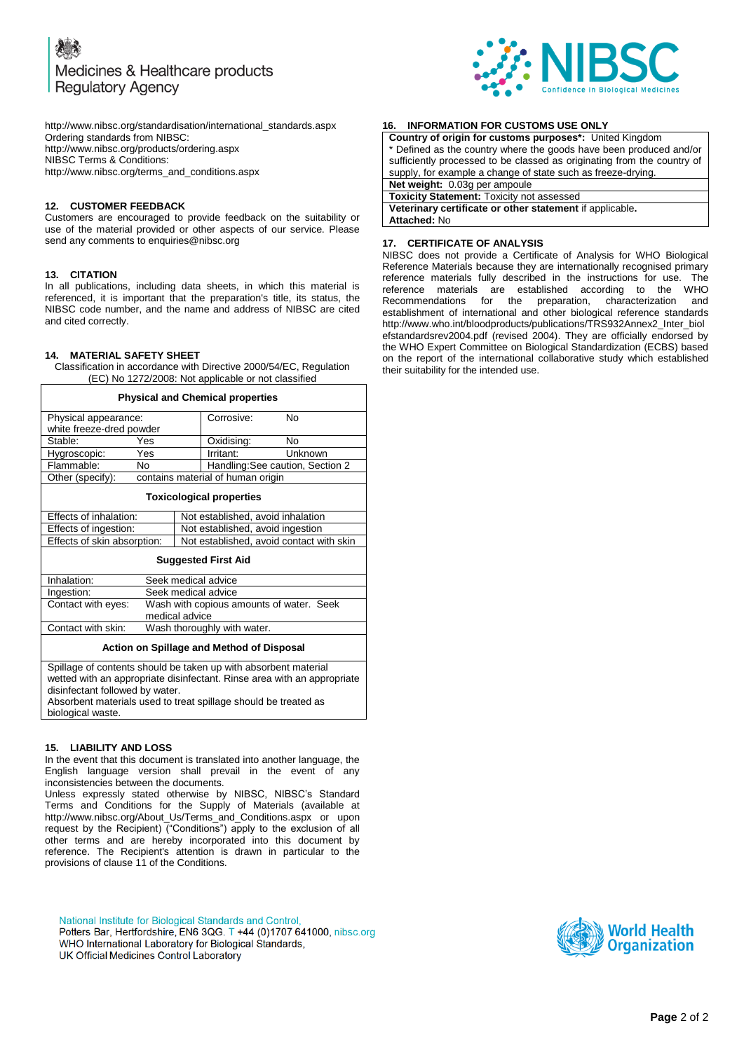Medicines & Healthcare products Regulatory Agency

http://www.nibsc.org/standardisation/international_standards.aspx
Ordering standards from NIBSC:
http://www.nibsc.org/products/ordering.aspx
NIBSC Terms & Conditions:
http://www.nibsc.org/terms_and_conditions.aspx

## 12. CUSTOMER FEEDBACK

Customers are encouraged to provide feedback on the suitability or use of the material provided or other aspects of our service. Please send any comments to enquiries@nibsc.org

## 13. CITATION

In all publications, including data sheets, in which this material is referenced, it is important that the preparation's title, its status, the NIBSC code number, and the name and address of NIBSC are cited and cited correctly.

## 14. MATERIAL SAFETY SHEET

Classification in accordance with Directive 2000/54/EC, Regulation (EC) No 1272/2008: Not applicable or not classified

**Physical and Chemical properties**

| | | | |
|---|---|---|---|
| Physical appearance: white freeze-dred powder | | Corrosive: | No |
| Stable: | Yes | Oxidising: | No |
| Hygroscopic: | Yes | Irritant: | Unknown |
| Flammable: | No | Handling: | See caution, Section 2 |
| Other (specify): | contains material of human origin | | |

**Toxicological properties**

| | |
|---|---|
| Effects of inhalation: | Not established, avoid inhalation |
| Effects of ingestion: | Not established, avoid ingestion |
| Effects of skin absorption: | Not established, avoid contact with skin |

**Suggested First Aid**

| | |
|---|---|
| Inhalation: | Seek medical advice |
| Ingestion: | Seek medical advice |
| Contact with eyes: | Wash with copious amounts of water. Seek medical advice |
| Contact with skin: | Wash thoroughly with water. |

**Action on Spillage and Method of Disposal**

Spillage of contents should be taken up with absorbent material wetted with an appropriate disinfectant. Rinse area with an appropriate disinfectant followed by water.
Absorbent materials used to treat spillage should be treated as biological waste.

## 15. LIABILITY AND LOSS

In the event that this document is translated into another language, the English language version shall prevail in the event of any inconsistencies between the documents.
Unless expressly stated otherwise by NIBSC, NIBSC's Standard Terms and Conditions for the Supply of Materials (available at http://www.nibsc.org/About_Us/Terms_and_Conditions.aspx or upon request by the Recipient) ("Conditions") apply to the exclusion of all other terms and are hereby incorporated into this document by reference. The Recipient's attention is drawn in particular to the provisions of clause 11 of the Conditions.

## 16. INFORMATION FOR CUSTOMS USE ONLY

| |
|---|
| **Country of origin for customs purposes*:** United Kingdom<br>* Defined as the country where the goods have been produced and/or sufficiently processed to be classed as originating from the country of supply, for example a change of state such as freeze-drying. |
| **Net weight:** 0.03g per ampoule |
| **Toxicity Statement:** Toxicity not assessed |
| **Veterinary certificate or other statement** if applicable.<br>**Attached:** No |

## 17. CERTIFICATE OF ANALYSIS

NIBSC does not provide a Certificate of Analysis for WHO Biological Reference Materials because they are internationally recognised primary reference materials fully described in the instructions for use. The reference materials are established according to the WHO Recommendations for the preparation, characterization and establishment of international and other biological reference standards http://www.who.int/bloodproducts/publications/TRS932Annex2_Inter_biolefstandardsrev2004.pdf (revised 2004). They are officially endorsed by the WHO Expert Committee on Biological Standardization (ECBS) based on the report of the international collaborative study which established their suitability for the intended use.

National Institute for Biological Standards and Control,
Potters Bar, Hertfordshire, EN6 3QG. T +44 (0)1707 641000, nibsc.org
WHO International Laboratory for Biological Standards,
UK Official Medicines Control Laboratory